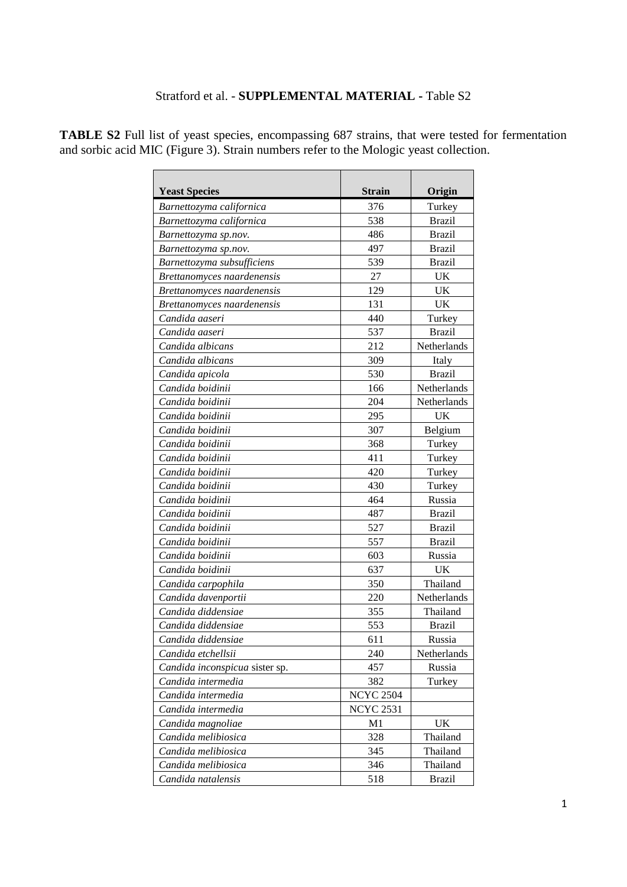Stratford et al. - **SUPPLEMENTAL MATERIAL -** Table S2

**TABLE S2** Full list of yeast species, encompassing 687 strains, that were tested for fermentation and sorbic acid MIC (Figure 3). Strain numbers refer to the Mologic yeast collection.

| Yeast Species | Strain | Origin |
|---|---|---|
| *Barnettozyma californica* | 376 | Turkey |
| *Barnettozyma californica* | 538 | Brazil |
| *Barnettozyma sp.nov.* | 486 | Brazil |
| *Barnettozyma sp.nov.* | 497 | Brazil |
| *Barnettozyma subsufficiens* | 539 | Brazil |
| *Brettanomyces naardenensis* | 27 | UK |
| *Brettanomyces naardenensis* | 129 | UK |
| *Brettanomyces naardenensis* | 131 | UK |
| *Candida aaseri* | 440 | Turkey |
| *Candida aaseri* | 537 | Brazil |
| *Candida albicans* | 212 | Netherlands |
| *Candida albicans* | 309 | Italy |
| *Candida apicola* | 530 | Brazil |
| *Candida boidinii* | 166 | Netherlands |
| *Candida boidinii* | 204 | Netherlands |
| *Candida boidinii* | 295 | UK |
| *Candida boidinii* | 307 | Belgium |
| *Candida boidinii* | 368 | Turkey |
| *Candida boidinii* | 411 | Turkey |
| *Candida boidinii* | 420 | Turkey |
| *Candida boidinii* | 430 | Turkey |
| *Candida boidinii* | 464 | Russia |
| *Candida boidinii* | 487 | Brazil |
| *Candida boidinii* | 527 | Brazil |
| *Candida boidinii* | 557 | Brazil |
| *Candida boidinii* | 603 | Russia |
| *Candida boidinii* | 637 | UK |
| *Candida carpophila* | 350 | Thailand |
| *Candida davenportii* | 220 | Netherlands |
| *Candida diddensiae* | 355 | Thailand |
| *Candida diddensiae* | 553 | Brazil |
| *Candida diddensiae* | 611 | Russia |
| *Candida etchellsii* | 240 | Netherlands |
| *Candida inconspicua* sister sp. | 457 | Russia |
| *Candida intermedia* | 382 | Turkey |
| *Candida intermedia* | NCYC 2504 | |
| *Candida intermedia* | NCYC 2531 | |
| *Candida magnoliae* | M1 | UK |
| *Candida melibiosica* | 328 | Thailand |
| *Candida melibiosica* | 345 | Thailand |
| *Candida melibiosica* | 346 | Thailand |
| *Candida natalensis* | 518 | Brazil |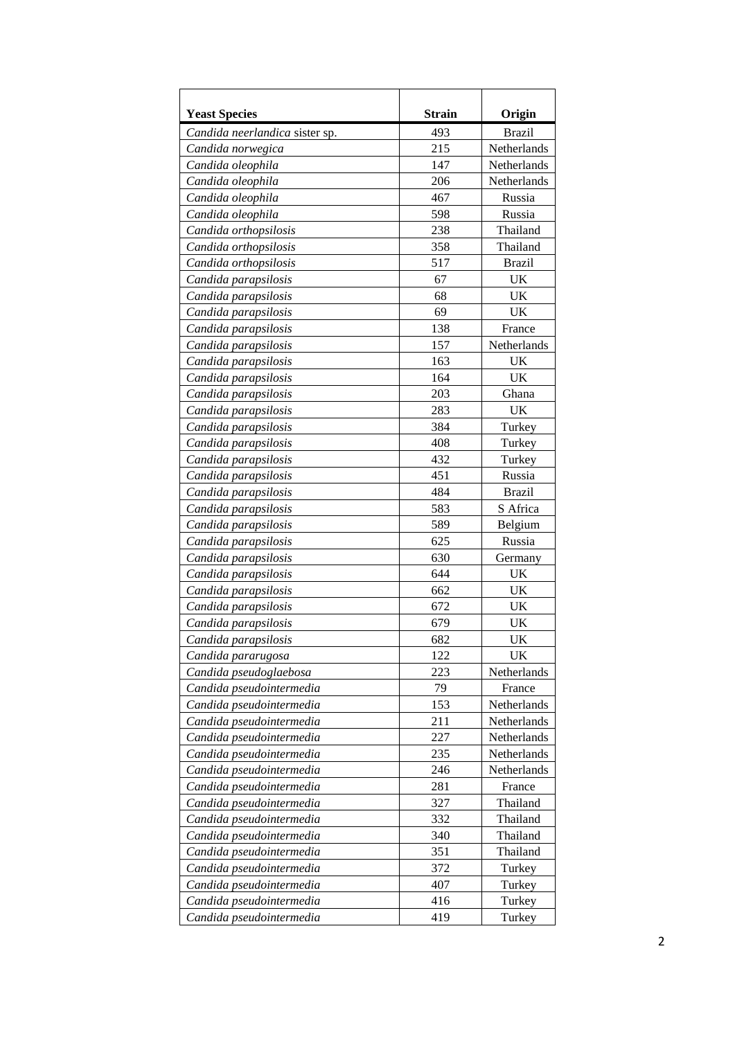| **Yeast Species** | **Strain** | **Origin** |
|---|---|---|
| *Candida neerlandica* sister sp. | 493 | Brazil |
| *Candida norwegica* | 215 | Netherlands |
| *Candida oleophila* | 147 | Netherlands |
| *Candida oleophila* | 206 | Netherlands |
| *Candida oleophila* | 467 | Russia |
| *Candida oleophila* | 598 | Russia |
| *Candida orthopsilosis* | 238 | Thailand |
| *Candida orthopsilosis* | 358 | Thailand |
| *Candida orthopsilosis* | 517 | Brazil |
| *Candida parapsilosis* | 67 | UK |
| *Candida parapsilosis* | 68 | UK |
| *Candida parapsilosis* | 69 | UK |
| *Candida parapsilosis* | 138 | France |
| *Candida parapsilosis* | 157 | Netherlands |
| *Candida parapsilosis* | 163 | UK |
| *Candida parapsilosis* | 164 | UK |
| *Candida parapsilosis* | 203 | Ghana |
| *Candida parapsilosis* | 283 | UK |
| *Candida parapsilosis* | 384 | Turkey |
| *Candida parapsilosis* | 408 | Turkey |
| *Candida parapsilosis* | 432 | Turkey |
| *Candida parapsilosis* | 451 | Russia |
| *Candida parapsilosis* | 484 | Brazil |
| *Candida parapsilosis* | 583 | S Africa |
| *Candida parapsilosis* | 589 | Belgium |
| *Candida parapsilosis* | 625 | Russia |
| *Candida parapsilosis* | 630 | Germany |
| *Candida parapsilosis* | 644 | UK |
| *Candida parapsilosis* | 662 | UK |
| *Candida parapsilosis* | 672 | UK |
| *Candida parapsilosis* | 679 | UK |
| *Candida parapsilosis* | 682 | UK |
| *Candida pararugosa* | 122 | UK |
| *Candida pseudoglaebosa* | 223 | Netherlands |
| *Candida pseudointermedia* | 79 | France |
| *Candida pseudointermedia* | 153 | Netherlands |
| *Candida pseudointermedia* | 211 | Netherlands |
| *Candida pseudointermedia* | 227 | Netherlands |
| *Candida pseudointermedia* | 235 | Netherlands |
| *Candida pseudointermedia* | 246 | Netherlands |
| *Candida pseudointermedia* | 281 | France |
| *Candida pseudointermedia* | 327 | Thailand |
| *Candida pseudointermedia* | 332 | Thailand |
| *Candida pseudointermedia* | 340 | Thailand |
| *Candida pseudointermedia* | 351 | Thailand |
| *Candida pseudointermedia* | 372 | Turkey |
| *Candida pseudointermedia* | 407 | Turkey |
| *Candida pseudointermedia* | 416 | Turkey |
| *Candida pseudointermedia* | 419 | Turkey |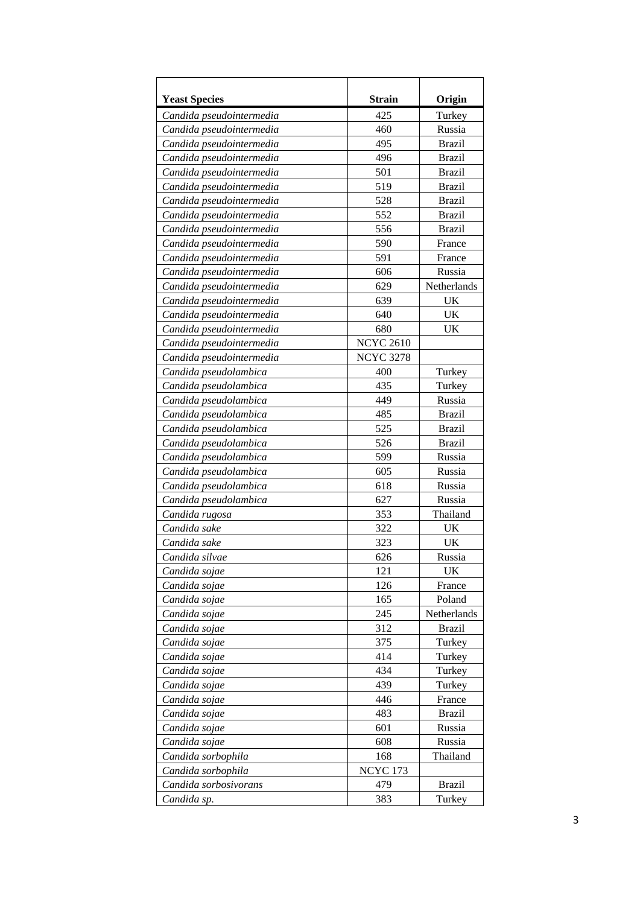| Yeast Species | Strain | Origin |
|---|---|---|
| *Candida pseudointermedia* | 425 | Turkey |
| *Candida pseudointermedia* | 460 | Russia |
| *Candida pseudointermedia* | 495 | Brazil |
| *Candida pseudointermedia* | 496 | Brazil |
| *Candida pseudointermedia* | 501 | Brazil |
| *Candida pseudointermedia* | 519 | Brazil |
| *Candida pseudointermedia* | 528 | Brazil |
| *Candida pseudointermedia* | 552 | Brazil |
| *Candida pseudointermedia* | 556 | Brazil |
| *Candida pseudointermedia* | 590 | France |
| *Candida pseudointermedia* | 591 | France |
| *Candida pseudointermedia* | 606 | Russia |
| *Candida pseudointermedia* | 629 | Netherlands |
| *Candida pseudointermedia* | 639 | UK |
| *Candida pseudointermedia* | 640 | UK |
| *Candida pseudointermedia* | 680 | UK |
| *Candida pseudointermedia* | NCYC 2610 | |
| *Candida pseudointermedia* | NCYC 3278 | |
| *Candida pseudolambica* | 400 | Turkey |
| *Candida pseudolambica* | 435 | Turkey |
| *Candida pseudolambica* | 449 | Russia |
| *Candida pseudolambica* | 485 | Brazil |
| *Candida pseudolambica* | 525 | Brazil |
| *Candida pseudolambica* | 526 | Brazil |
| *Candida pseudolambica* | 599 | Russia |
| *Candida pseudolambica* | 605 | Russia |
| *Candida pseudolambica* | 618 | Russia |
| *Candida pseudolambica* | 627 | Russia |
| *Candida rugosa* | 353 | Thailand |
| *Candida sake* | 322 | UK |
| *Candida sake* | 323 | UK |
| *Candida silvae* | 626 | Russia |
| *Candida sojae* | 121 | UK |
| *Candida sojae* | 126 | France |
| *Candida sojae* | 165 | Poland |
| *Candida sojae* | 245 | Netherlands |
| *Candida sojae* | 312 | Brazil |
| *Candida sojae* | 375 | Turkey |
| *Candida sojae* | 414 | Turkey |
| *Candida sojae* | 434 | Turkey |
| *Candida sojae* | 439 | Turkey |
| *Candida sojae* | 446 | France |
| *Candida sojae* | 483 | Brazil |
| *Candida sojae* | 601 | Russia |
| *Candida sojae* | 608 | Russia |
| *Candida sorbophila* | 168 | Thailand |
| *Candida sorbophila* | NCYC 173 | |
| *Candida sorbosivorans* | 479 | Brazil |
| *Candida sp.* | 383 | Turkey |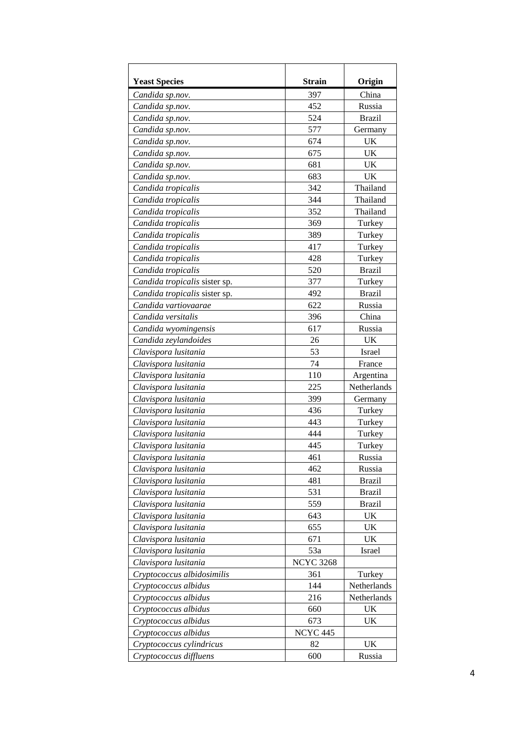| **Yeast Species** | **Strain** | **Origin** |
|---|---|---|
| *Candida sp.nov.* | 397 | China |
| *Candida sp.nov.* | 452 | Russia |
| *Candida sp.nov.* | 524 | Brazil |
| *Candida sp.nov.* | 577 | Germany |
| *Candida sp.nov.* | 674 | UK |
| *Candida sp.nov.* | 675 | UK |
| *Candida sp.nov.* | 681 | UK |
| *Candida sp.nov.* | 683 | UK |
| *Candida tropicalis* | 342 | Thailand |
| *Candida tropicalis* | 344 | Thailand |
| *Candida tropicalis* | 352 | Thailand |
| *Candida tropicalis* | 369 | Turkey |
| *Candida tropicalis* | 389 | Turkey |
| *Candida tropicalis* | 417 | Turkey |
| *Candida tropicalis* | 428 | Turkey |
| *Candida tropicalis* | 520 | Brazil |
| *Candida tropicalis* sister sp. | 377 | Turkey |
| *Candida tropicalis* sister sp. | 492 | Brazil |
| *Candida vartiovaarae* | 622 | Russia |
| *Candida versitalis* | 396 | China |
| *Candida wyomingensis* | 617 | Russia |
| *Candida zeylandoides* | 26 | UK |
| *Clavispora lusitania* | 53 | Israel |
| *Clavispora lusitania* | 74 | France |
| *Clavispora lusitania* | 110 | Argentina |
| *Clavispora lusitania* | 225 | Netherlands |
| *Clavispora lusitania* | 399 | Germany |
| *Clavispora lusitania* | 436 | Turkey |
| *Clavispora lusitania* | 443 | Turkey |
| *Clavispora lusitania* | 444 | Turkey |
| *Clavispora lusitania* | 445 | Turkey |
| *Clavispora lusitania* | 461 | Russia |
| *Clavispora lusitania* | 462 | Russia |
| *Clavispora lusitania* | 481 | Brazil |
| *Clavispora lusitania* | 531 | Brazil |
| *Clavispora lusitania* | 559 | Brazil |
| *Clavispora lusitania* | 643 | UK |
| *Clavispora lusitania* | 655 | UK |
| *Clavispora lusitania* | 671 | UK |
| *Clavispora lusitania* | 53a | Israel |
| *Clavispora lusitania* | NCYC 3268 | |
| *Cryptococcus albidosimilis* | 361 | Turkey |
| *Cryptococcus albidus* | 144 | Netherlands |
| *Cryptococcus albidus* | 216 | Netherlands |
| *Cryptococcus albidus* | 660 | UK |
| *Cryptococcus albidus* | 673 | UK |
| *Cryptococcus albidus* | NCYC 445 | |
| *Cryptococcus cylindricus* | 82 | UK |
| *Cryptococcus diffluens* | 600 | Russia |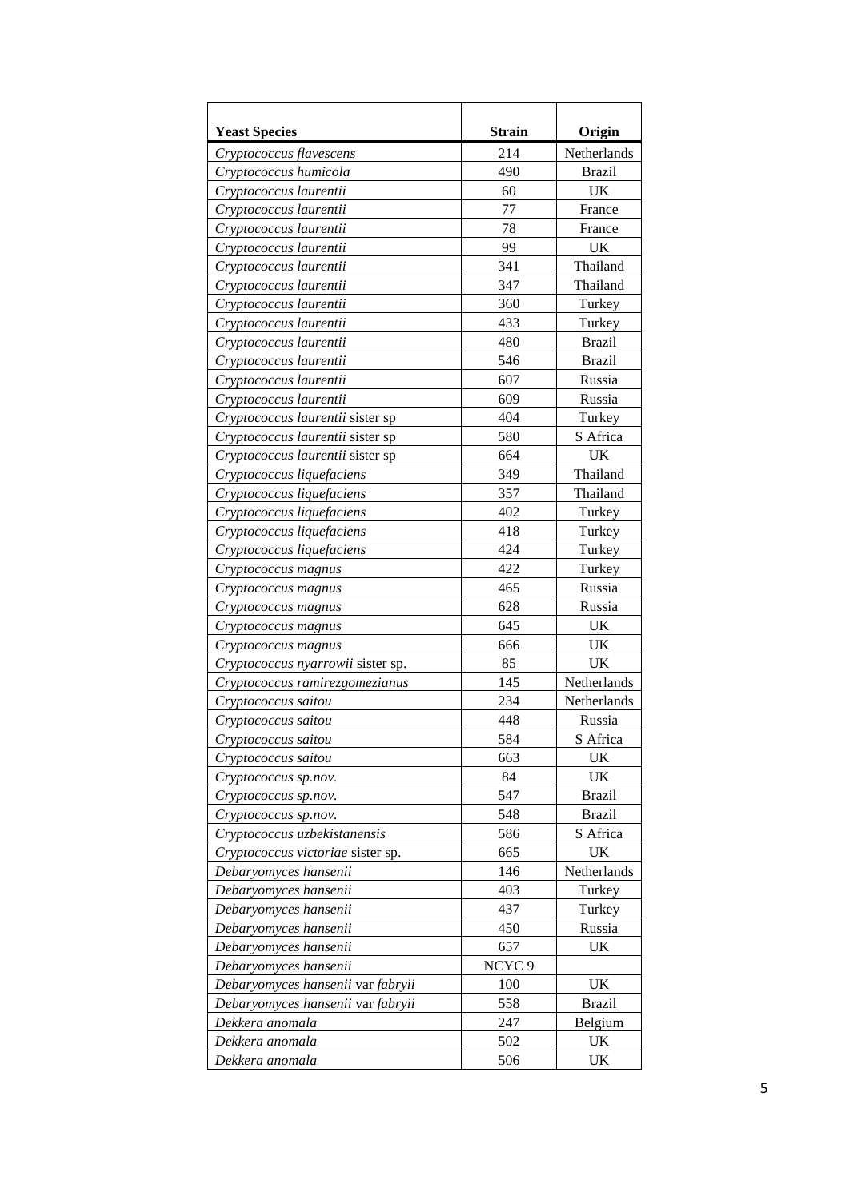| **Yeast Species** | **Strain** | **Origin** |
|---|---|---|
| *Cryptococcus flavescens* | 214 | Netherlands |
| *Cryptococcus humicola* | 490 | Brazil |
| *Cryptococcus laurentii* | 60 | UK |
| *Cryptococcus laurentii* | 77 | France |
| *Cryptococcus laurentii* | 78 | France |
| *Cryptococcus laurentii* | 99 | UK |
| *Cryptococcus laurentii* | 341 | Thailand |
| *Cryptococcus laurentii* | 347 | Thailand |
| *Cryptococcus laurentii* | 360 | Turkey |
| *Cryptococcus laurentii* | 433 | Turkey |
| *Cryptococcus laurentii* | 480 | Brazil |
| *Cryptococcus laurentii* | 546 | Brazil |
| *Cryptococcus laurentii* | 607 | Russia |
| *Cryptococcus laurentii* | 609 | Russia |
| *Cryptococcus laurentii* sister sp | 404 | Turkey |
| *Cryptococcus laurentii* sister sp | 580 | S Africa |
| *Cryptococcus laurentii* sister sp | 664 | UK |
| *Cryptococcus liquefaciens* | 349 | Thailand |
| *Cryptococcus liquefaciens* | 357 | Thailand |
| *Cryptococcus liquefaciens* | 402 | Turkey |
| *Cryptococcus liquefaciens* | 418 | Turkey |
| *Cryptococcus liquefaciens* | 424 | Turkey |
| *Cryptococcus magnus* | 422 | Turkey |
| *Cryptococcus magnus* | 465 | Russia |
| *Cryptococcus magnus* | 628 | Russia |
| *Cryptococcus magnus* | 645 | UK |
| *Cryptococcus magnus* | 666 | UK |
| *Cryptococcus nyarrowii* sister sp. | 85 | UK |
| *Cryptococcus ramirezgomezianus* | 145 | Netherlands |
| *Cryptococcus saitou* | 234 | Netherlands |
| *Cryptococcus saitou* | 448 | Russia |
| *Cryptococcus saitou* | 584 | S Africa |
| *Cryptococcus saitou* | 663 | UK |
| *Cryptococcus sp.nov.* | 84 | UK |
| *Cryptococcus sp.nov.* | 547 | Brazil |
| *Cryptococcus sp.nov.* | 548 | Brazil |
| *Cryptococcus uzbekistanensis* | 586 | S Africa |
| *Cryptococcus victoriae* sister sp. | 665 | UK |
| *Debaryomyces hansenii* | 146 | Netherlands |
| *Debaryomyces hansenii* | 403 | Turkey |
| *Debaryomyces hansenii* | 437 | Turkey |
| *Debaryomyces hansenii* | 450 | Russia |
| *Debaryomyces hansenii* | 657 | UK |
| *Debaryomyces hansenii* | NCYC 9 | |
| *Debaryomyces hansenii* var *fabryii* | 100 | UK |
| *Debaryomyces hansenii* var *fabryii* | 558 | Brazil |
| *Dekkera anomala* | 247 | Belgium |
| *Dekkera anomala* | 502 | UK |
| *Dekkera anomala* | 506 | UK |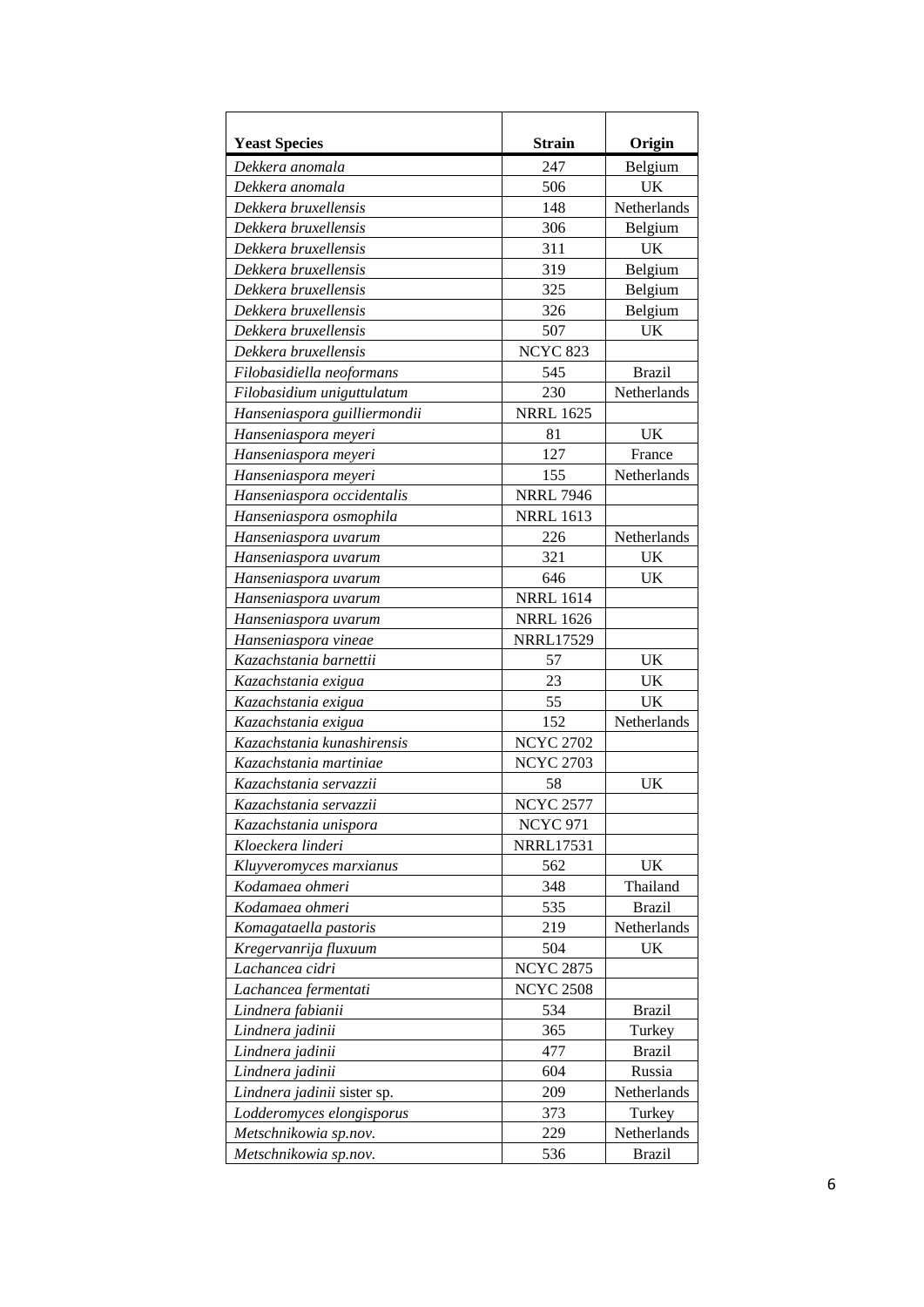| **Yeast Species** | **Strain** | **Origin** |
|---|---|---|
| *Dekkera anomala* | 247 | Belgium |
| *Dekkera anomala* | 506 | UK |
| *Dekkera bruxellensis* | 148 | Netherlands |
| *Dekkera bruxellensis* | 306 | Belgium |
| *Dekkera bruxellensis* | 311 | UK |
| *Dekkera bruxellensis* | 319 | Belgium |
| *Dekkera bruxellensis* | 325 | Belgium |
| *Dekkera bruxellensis* | 326 | Belgium |
| *Dekkera bruxellensis* | 507 | UK |
| *Dekkera bruxellensis* | NCYC 823 | |
| *Filobasidiella neoformans* | 545 | Brazil |
| *Filobasidium uniguttulatum* | 230 | Netherlands |
| *Hanseniaspora guilliermondii* | NRRL 1625 | |
| *Hanseniaspora meyeri* | 81 | UK |
| *Hanseniaspora meyeri* | 127 | France |
| *Hanseniaspora meyeri* | 155 | Netherlands |
| *Hanseniaspora occidentalis* | NRRL 7946 | |
| *Hanseniaspora osmophila* | NRRL 1613 | |
| *Hanseniaspora uvarum* | 226 | Netherlands |
| *Hanseniaspora uvarum* | 321 | UK |
| *Hanseniaspora uvarum* | 646 | UK |
| *Hanseniaspora uvarum* | NRRL 1614 | |
| *Hanseniaspora uvarum* | NRRL 1626 | |
| *Hanseniaspora vineae* | NRRL17529 | |
| *Kazachstania barnettii* | 57 | UK |
| *Kazachstania exigua* | 23 | UK |
| *Kazachstania exigua* | 55 | UK |
| *Kazachstania exigua* | 152 | Netherlands |
| *Kazachstania kunashirensis* | NCYC 2702 | |
| *Kazachstania martiniae* | NCYC 2703 | |
| *Kazachstania servazzii* | 58 | UK |
| *Kazachstania servazzii* | NCYC 2577 | |
| *Kazachstania unispora* | NCYC 971 | |
| *Kloeckera linderi* | NRRL17531 | |
| *Kluyveromyces marxianus* | 562 | UK |
| *Kodamaea ohmeri* | 348 | Thailand |
| *Kodamaea ohmeri* | 535 | Brazil |
| *Komagataella pastoris* | 219 | Netherlands |
| *Kregervanrija fluxuum* | 504 | UK |
| *Lachancea cidri* | NCYC 2875 | |
| *Lachancea fermentati* | NCYC 2508 | |
| *Lindnera fabianii* | 534 | Brazil |
| *Lindnera jadinii* | 365 | Turkey |
| *Lindnera jadinii* | 477 | Brazil |
| *Lindnera jadinii* | 604 | Russia |
| *Lindnera jadinii* sister sp. | 209 | Netherlands |
| *Lodderomyces elongisporus* | 373 | Turkey |
| *Metschnikowia sp.nov.* | 229 | Netherlands |
| *Metschnikowia sp.nov.* | 536 | Brazil |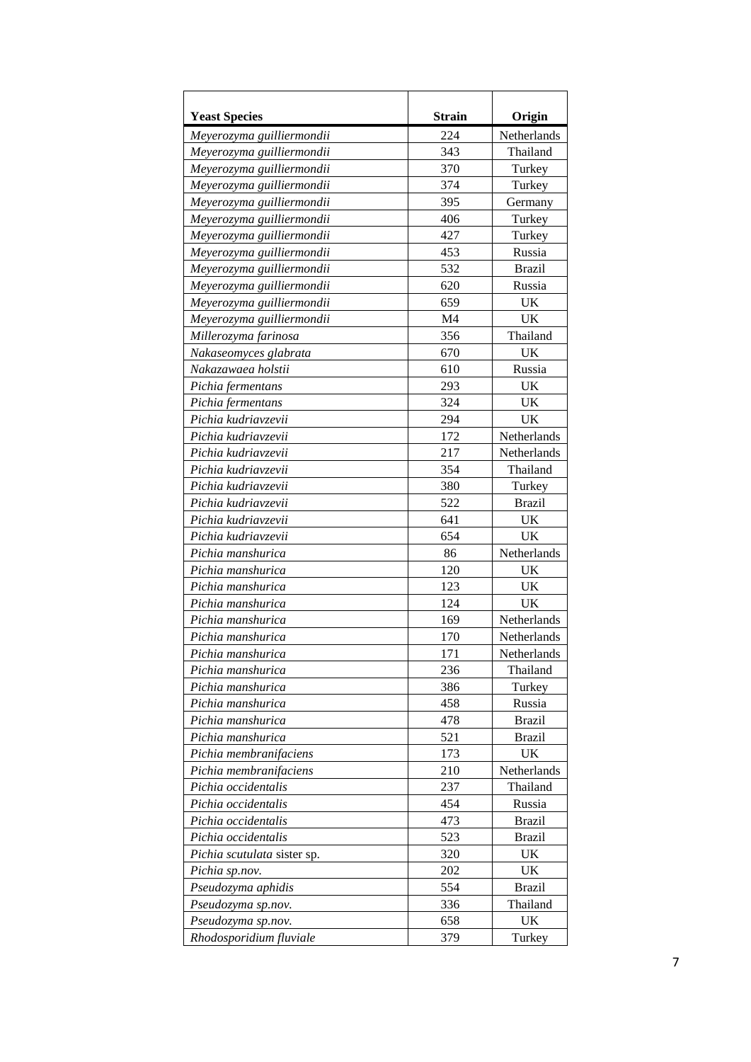| **Yeast Species** | **Strain** | **Origin** |
|---|---|---|
| *Meyerozyma guilliermondii* | 224 | Netherlands |
| *Meyerozyma guilliermondii* | 343 | Thailand |
| *Meyerozyma guilliermondii* | 370 | Turkey |
| *Meyerozyma guilliermondii* | 374 | Turkey |
| *Meyerozyma guilliermondii* | 395 | Germany |
| *Meyerozyma guilliermondii* | 406 | Turkey |
| *Meyerozyma guilliermondii* | 427 | Turkey |
| *Meyerozyma guilliermondii* | 453 | Russia |
| *Meyerozyma guilliermondii* | 532 | Brazil |
| *Meyerozyma guilliermondii* | 620 | Russia |
| *Meyerozyma guilliermondii* | 659 | UK |
| *Meyerozyma guilliermondii* | M4 | UK |
| *Millerozyma farinosa* | 356 | Thailand |
| *Nakaseomyces glabrata* | 670 | UK |
| *Nakazawaea holstii* | 610 | Russia |
| *Pichia fermentans* | 293 | UK |
| *Pichia fermentans* | 324 | UK |
| *Pichia kudriavzevii* | 294 | UK |
| *Pichia kudriavzevii* | 172 | Netherlands |
| *Pichia kudriavzevii* | 217 | Netherlands |
| *Pichia kudriavzevii* | 354 | Thailand |
| *Pichia kudriavzevii* | 380 | Turkey |
| *Pichia kudriavzevii* | 522 | Brazil |
| *Pichia kudriavzevii* | 641 | UK |
| *Pichia kudriavzevii* | 654 | UK |
| *Pichia manshurica* | 86 | Netherlands |
| *Pichia manshurica* | 120 | UK |
| *Pichia manshurica* | 123 | UK |
| *Pichia manshurica* | 124 | UK |
| *Pichia manshurica* | 169 | Netherlands |
| *Pichia manshurica* | 170 | Netherlands |
| *Pichia manshurica* | 171 | Netherlands |
| *Pichia manshurica* | 236 | Thailand |
| *Pichia manshurica* | 386 | Turkey |
| *Pichia manshurica* | 458 | Russia |
| *Pichia manshurica* | 478 | Brazil |
| *Pichia manshurica* | 521 | Brazil |
| *Pichia membranifaciens* | 173 | UK |
| *Pichia membranifaciens* | 210 | Netherlands |
| *Pichia occidentalis* | 237 | Thailand |
| *Pichia occidentalis* | 454 | Russia |
| *Pichia occidentalis* | 473 | Brazil |
| *Pichia occidentalis* | 523 | Brazil |
| *Pichia scutulata* sister sp. | 320 | UK |
| *Pichia sp.nov.* | 202 | UK |
| *Pseudozyma aphidis* | 554 | Brazil |
| *Pseudozyma sp.nov.* | 336 | Thailand |
| *Pseudozyma sp.nov.* | 658 | UK |
| *Rhodosporidium fluviale* | 379 | Turkey |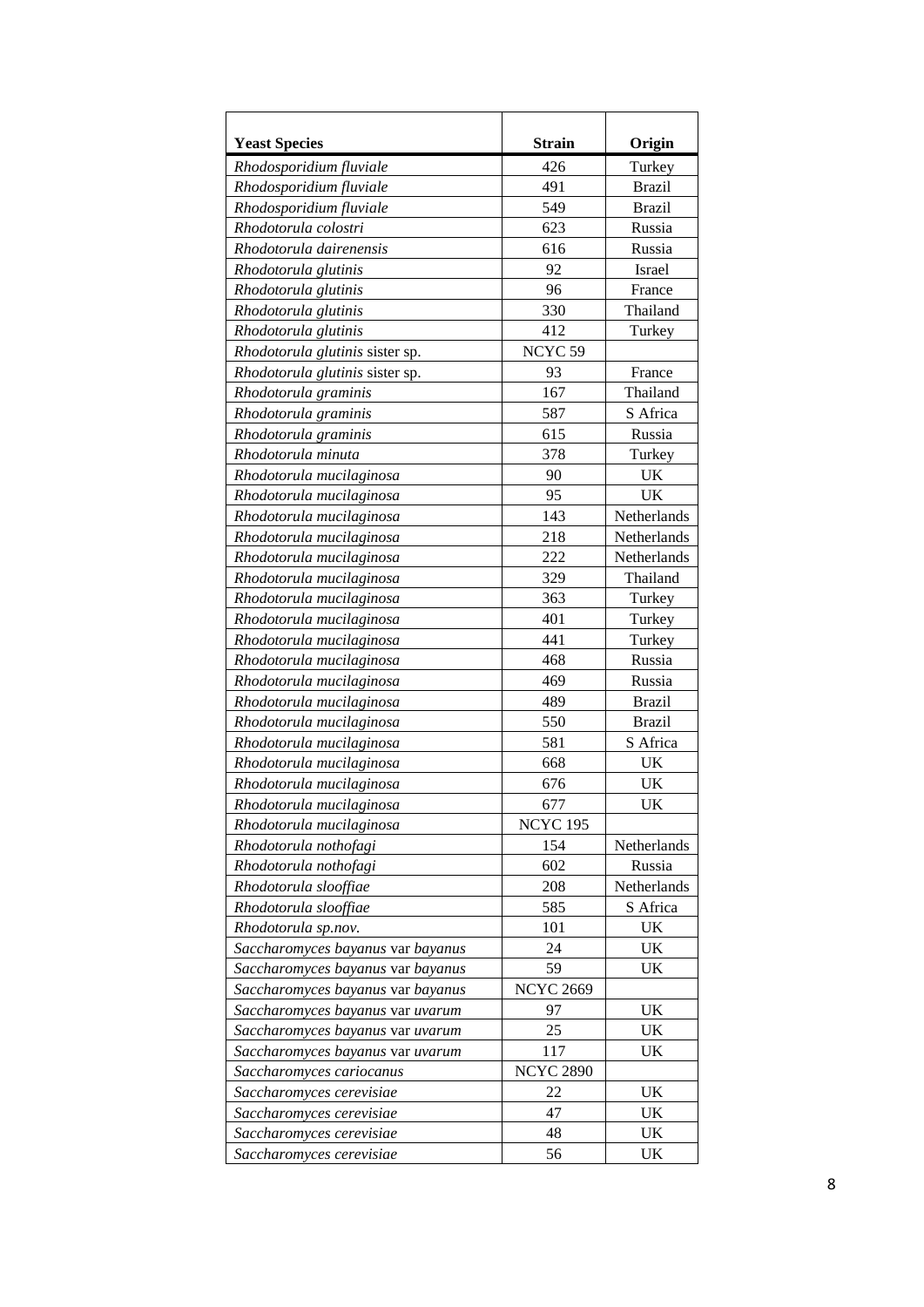| **Yeast Species** | **Strain** | **Origin** |
|---|---|---|
| *Rhodosporidium fluviale* | 426 | Turkey |
| *Rhodosporidium fluviale* | 491 | Brazil |
| *Rhodosporidium fluviale* | 549 | Brazil |
| *Rhodotorula colostri* | 623 | Russia |
| *Rhodotorula dairenensis* | 616 | Russia |
| *Rhodotorula glutinis* | 92 | Israel |
| *Rhodotorula glutinis* | 96 | France |
| *Rhodotorula glutinis* | 330 | Thailand |
| *Rhodotorula glutinis* | 412 | Turkey |
| *Rhodotorula glutinis* sister sp. | NCYC 59 | |
| *Rhodotorula glutinis* sister sp. | 93 | France |
| *Rhodotorula graminis* | 167 | Thailand |
| *Rhodotorula graminis* | 587 | S Africa |
| *Rhodotorula graminis* | 615 | Russia |
| *Rhodotorula minuta* | 378 | Turkey |
| *Rhodotorula mucilaginosa* | 90 | UK |
| *Rhodotorula mucilaginosa* | 95 | UK |
| *Rhodotorula mucilaginosa* | 143 | Netherlands |
| *Rhodotorula mucilaginosa* | 218 | Netherlands |
| *Rhodotorula mucilaginosa* | 222 | Netherlands |
| *Rhodotorula mucilaginosa* | 329 | Thailand |
| *Rhodotorula mucilaginosa* | 363 | Turkey |
| *Rhodotorula mucilaginosa* | 401 | Turkey |
| *Rhodotorula mucilaginosa* | 441 | Turkey |
| *Rhodotorula mucilaginosa* | 468 | Russia |
| *Rhodotorula mucilaginosa* | 469 | Russia |
| *Rhodotorula mucilaginosa* | 489 | Brazil |
| *Rhodotorula mucilaginosa* | 550 | Brazil |
| *Rhodotorula mucilaginosa* | 581 | S Africa |
| *Rhodotorula mucilaginosa* | 668 | UK |
| *Rhodotorula mucilaginosa* | 676 | UK |
| *Rhodotorula mucilaginosa* | 677 | UK |
| *Rhodotorula mucilaginosa* | NCYC 195 | |
| *Rhodotorula nothofagi* | 154 | Netherlands |
| *Rhodotorula nothofagi* | 602 | Russia |
| *Rhodotorula slooffiae* | 208 | Netherlands |
| *Rhodotorula slooffiae* | 585 | S Africa |
| *Rhodotorula sp.nov.* | 101 | UK |
| *Saccharomyces bayanus* var *bayanus* | 24 | UK |
| *Saccharomyces bayanus* var *bayanus* | 59 | UK |
| *Saccharomyces bayanus* var *bayanus* | NCYC 2669 | |
| *Saccharomyces bayanus* var *uvarum* | 97 | UK |
| *Saccharomyces bayanus* var *uvarum* | 25 | UK |
| *Saccharomyces bayanus* var *uvarum* | 117 | UK |
| *Saccharomyces cariocanus* | NCYC 2890 | |
| *Saccharomyces cerevisiae* | 22 | UK |
| *Saccharomyces cerevisiae* | 47 | UK |
| *Saccharomyces cerevisiae* | 48 | UK |
| *Saccharomyces cerevisiae* | 56 | UK |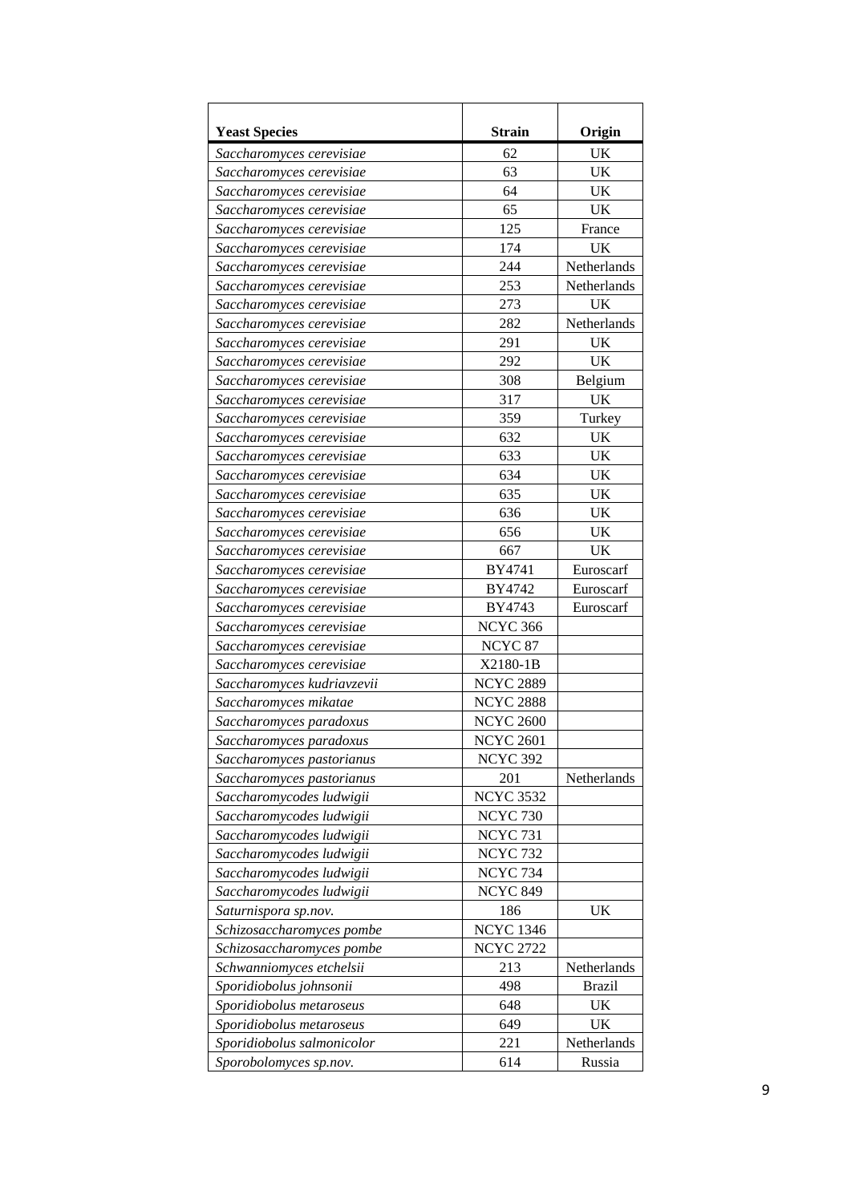| **Yeast Species** | **Strain** | **Origin** |
|---|---|---|
| *Saccharomyces cerevisiae* | 62 | UK |
| *Saccharomyces cerevisiae* | 63 | UK |
| *Saccharomyces cerevisiae* | 64 | UK |
| *Saccharomyces cerevisiae* | 65 | UK |
| *Saccharomyces cerevisiae* | 125 | France |
| *Saccharomyces cerevisiae* | 174 | UK |
| *Saccharomyces cerevisiae* | 244 | Netherlands |
| *Saccharomyces cerevisiae* | 253 | Netherlands |
| *Saccharomyces cerevisiae* | 273 | UK |
| *Saccharomyces cerevisiae* | 282 | Netherlands |
| *Saccharomyces cerevisiae* | 291 | UK |
| *Saccharomyces cerevisiae* | 292 | UK |
| *Saccharomyces cerevisiae* | 308 | Belgium |
| *Saccharomyces cerevisiae* | 317 | UK |
| *Saccharomyces cerevisiae* | 359 | Turkey |
| *Saccharomyces cerevisiae* | 632 | UK |
| *Saccharomyces cerevisiae* | 633 | UK |
| *Saccharomyces cerevisiae* | 634 | UK |
| *Saccharomyces cerevisiae* | 635 | UK |
| *Saccharomyces cerevisiae* | 636 | UK |
| *Saccharomyces cerevisiae* | 656 | UK |
| *Saccharomyces cerevisiae* | 667 | UK |
| *Saccharomyces cerevisiae* | BY4741 | Euroscarf |
| *Saccharomyces cerevisiae* | BY4742 | Euroscarf |
| *Saccharomyces cerevisiae* | BY4743 | Euroscarf |
| *Saccharomyces cerevisiae* | NCYC 366 | |
| *Saccharomyces cerevisiae* | NCYC 87 | |
| *Saccharomyces cerevisiae* | X2180-1B | |
| *Saccharomyces kudriavzevii* | NCYC 2889 | |
| *Saccharomyces mikatae* | NCYC 2888 | |
| *Saccharomyces paradoxus* | NCYC 2600 | |
| *Saccharomyces paradoxus* | NCYC 2601 | |
| *Saccharomyces pastorianus* | NCYC 392 | |
| *Saccharomyces pastorianus* | 201 | Netherlands |
| *Saccharomycodes ludwigii* | NCYC 3532 | |
| *Saccharomycodes ludwigii* | NCYC 730 | |
| *Saccharomycodes ludwigii* | NCYC 731 | |
| *Saccharomycodes ludwigii* | NCYC 732 | |
| *Saccharomycodes ludwigii* | NCYC 734 | |
| *Saccharomycodes ludwigii* | NCYC 849 | |
| *Saturnispora sp.nov.* | 186 | UK |
| *Schizosaccharomyces pombe* | NCYC 1346 | |
| *Schizosaccharomyces pombe* | NCYC 2722 | |
| *Schwanniomyces etchelsii* | 213 | Netherlands |
| *Sporidiobolus johnsonii* | 498 | Brazil |
| *Sporidiobolus metaroseus* | 648 | UK |
| *Sporidiobolus metaroseus* | 649 | UK |
| *Sporidiobolus salmonicolor* | 221 | Netherlands |
| *Sporobolomyces sp.nov.* | 614 | Russia |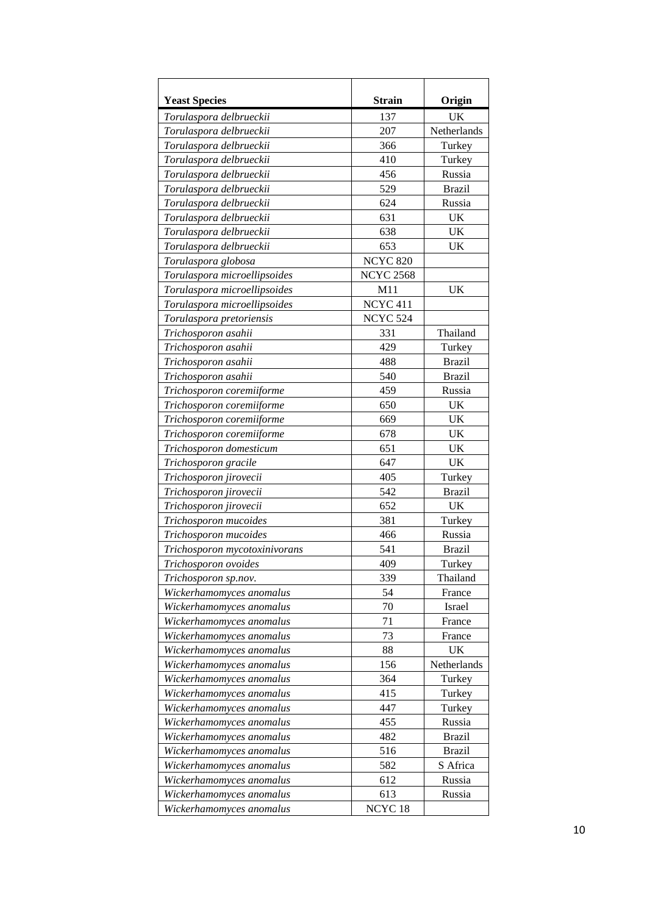| **Yeast Species** | **Strain** | **Origin** |
|---|---|---|
| *Torulaspora delbrueckii* | 137 | UK |
| *Torulaspora delbrueckii* | 207 | Netherlands |
| *Torulaspora delbrueckii* | 366 | Turkey |
| *Torulaspora delbrueckii* | 410 | Turkey |
| *Torulaspora delbrueckii* | 456 | Russia |
| *Torulaspora delbrueckii* | 529 | Brazil |
| *Torulaspora delbrueckii* | 624 | Russia |
| *Torulaspora delbrueckii* | 631 | UK |
| *Torulaspora delbrueckii* | 638 | UK |
| *Torulaspora delbrueckii* | 653 | UK |
| *Torulaspora globosa* | NCYC 820 | |
| *Torulaspora microellipsoides* | NCYC 2568 | |
| *Torulaspora microellipsoides* | M11 | UK |
| *Torulaspora microellipsoides* | NCYC 411 | |
| *Torulaspora pretoriensis* | NCYC 524 | |
| *Trichosporon asahii* | 331 | Thailand |
| *Trichosporon asahii* | 429 | Turkey |
| *Trichosporon asahii* | 488 | Brazil |
| *Trichosporon asahii* | 540 | Brazil |
| *Trichosporon coremiiforme* | 459 | Russia |
| *Trichosporon coremiiforme* | 650 | UK |
| *Trichosporon coremiiforme* | 669 | UK |
| *Trichosporon coremiiforme* | 678 | UK |
| *Trichosporon domesticum* | 651 | UK |
| *Trichosporon gracile* | 647 | UK |
| *Trichosporon jirovecii* | 405 | Turkey |
| *Trichosporon jirovecii* | 542 | Brazil |
| *Trichosporon jirovecii* | 652 | UK |
| *Trichosporon mucoides* | 381 | Turkey |
| *Trichosporon mucoides* | 466 | Russia |
| *Trichosporon mycotoxinivorans* | 541 | Brazil |
| *Trichosporon ovoides* | 409 | Turkey |
| *Trichosporon sp.nov.* | 339 | Thailand |
| *Wickerhamomyces anomalus* | 54 | France |
| *Wickerhamomyces anomalus* | 70 | Israel |
| *Wickerhamomyces anomalus* | 71 | France |
| *Wickerhamomyces anomalus* | 73 | France |
| *Wickerhamomyces anomalus* | 88 | UK |
| *Wickerhamomyces anomalus* | 156 | Netherlands |
| *Wickerhamomyces anomalus* | 364 | Turkey |
| *Wickerhamomyces anomalus* | 415 | Turkey |
| *Wickerhamomyces anomalus* | 447 | Turkey |
| *Wickerhamomyces anomalus* | 455 | Russia |
| *Wickerhamomyces anomalus* | 482 | Brazil |
| *Wickerhamomyces anomalus* | 516 | Brazil |
| *Wickerhamomyces anomalus* | 582 | S Africa |
| *Wickerhamomyces anomalus* | 612 | Russia |
| *Wickerhamomyces anomalus* | 613 | Russia |
| *Wickerhamomyces anomalus* | NCYC 18 | |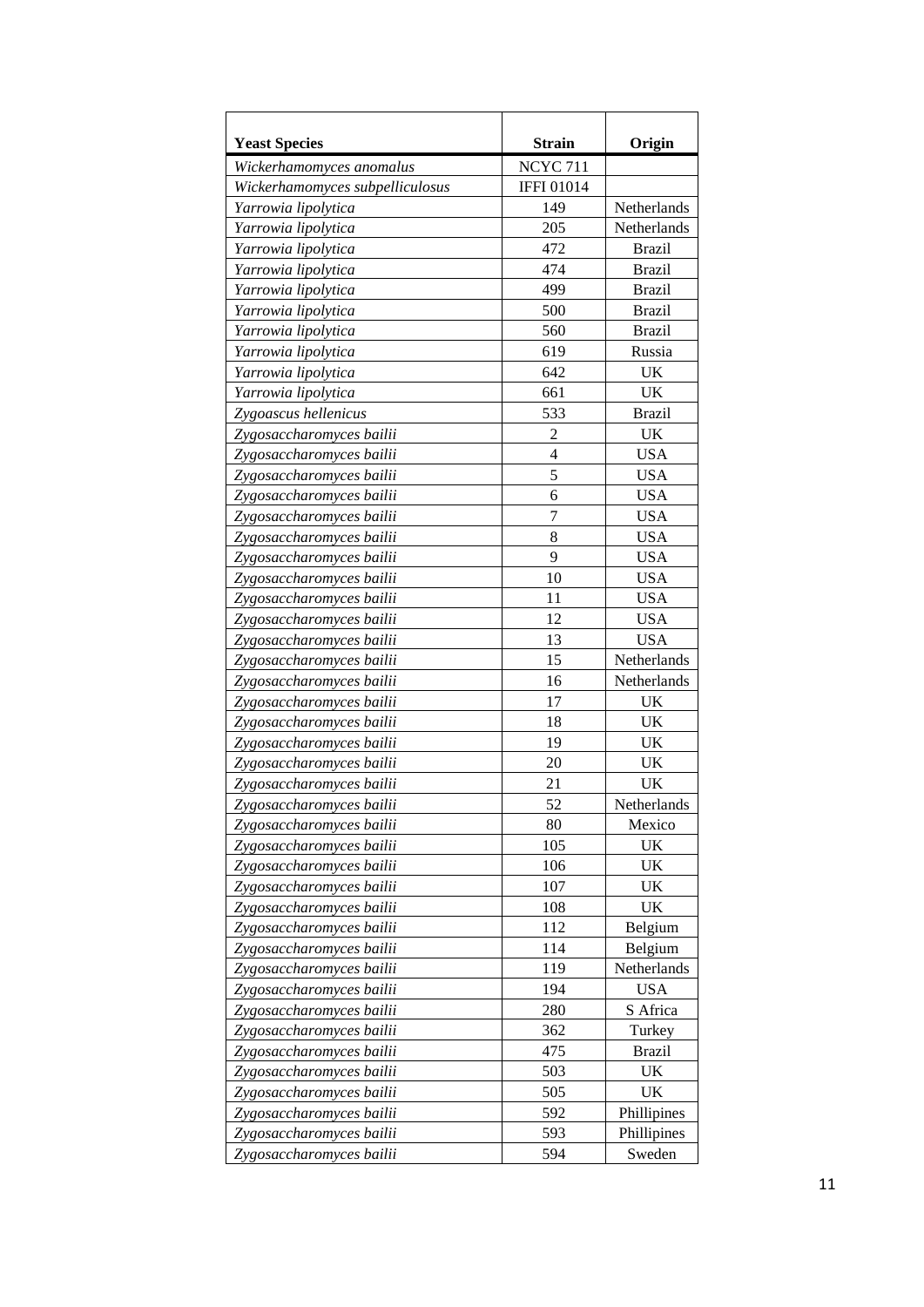| Yeast Species | Strain | Origin |
|---|---|---|
| *Wickerhamomyces anomalus* | NCYC 711 | |
| *Wickerhamomyces subpelliculosus* | IFFI 01014 | |
| *Yarrowia lipolytica* | 149 | Netherlands |
| *Yarrowia lipolytica* | 205 | Netherlands |
| *Yarrowia lipolytica* | 472 | Brazil |
| *Yarrowia lipolytica* | 474 | Brazil |
| *Yarrowia lipolytica* | 499 | Brazil |
| *Yarrowia lipolytica* | 500 | Brazil |
| *Yarrowia lipolytica* | 560 | Brazil |
| *Yarrowia lipolytica* | 619 | Russia |
| *Yarrowia lipolytica* | 642 | UK |
| *Yarrowia lipolytica* | 661 | UK |
| *Zygoascus hellenicus* | 533 | Brazil |
| *Zygosaccharomyces bailii* | 2 | UK |
| *Zygosaccharomyces bailii* | 4 | USA |
| *Zygosaccharomyces bailii* | 5 | USA |
| *Zygosaccharomyces bailii* | 6 | USA |
| *Zygosaccharomyces bailii* | 7 | USA |
| *Zygosaccharomyces bailii* | 8 | USA |
| *Zygosaccharomyces bailii* | 9 | USA |
| *Zygosaccharomyces bailii* | 10 | USA |
| *Zygosaccharomyces bailii* | 11 | USA |
| *Zygosaccharomyces bailii* | 12 | USA |
| *Zygosaccharomyces bailii* | 13 | USA |
| *Zygosaccharomyces bailii* | 15 | Netherlands |
| *Zygosaccharomyces bailii* | 16 | Netherlands |
| *Zygosaccharomyces bailii* | 17 | UK |
| *Zygosaccharomyces bailii* | 18 | UK |
| *Zygosaccharomyces bailii* | 19 | UK |
| *Zygosaccharomyces bailii* | 20 | UK |
| *Zygosaccharomyces bailii* | 21 | UK |
| *Zygosaccharomyces bailii* | 52 | Netherlands |
| *Zygosaccharomyces bailii* | 80 | Mexico |
| *Zygosaccharomyces bailii* | 105 | UK |
| *Zygosaccharomyces bailii* | 106 | UK |
| *Zygosaccharomyces bailii* | 107 | UK |
| *Zygosaccharomyces bailii* | 108 | UK |
| *Zygosaccharomyces bailii* | 112 | Belgium |
| *Zygosaccharomyces bailii* | 114 | Belgium |
| *Zygosaccharomyces bailii* | 119 | Netherlands |
| *Zygosaccharomyces bailii* | 194 | USA |
| *Zygosaccharomyces bailii* | 280 | S Africa |
| *Zygosaccharomyces bailii* | 362 | Turkey |
| *Zygosaccharomyces bailii* | 475 | Brazil |
| *Zygosaccharomyces bailii* | 503 | UK |
| *Zygosaccharomyces bailii* | 505 | UK |
| *Zygosaccharomyces bailii* | 592 | Phillipines |
| *Zygosaccharomyces bailii* | 593 | Phillipines |
| *Zygosaccharomyces bailii* | 594 | Sweden |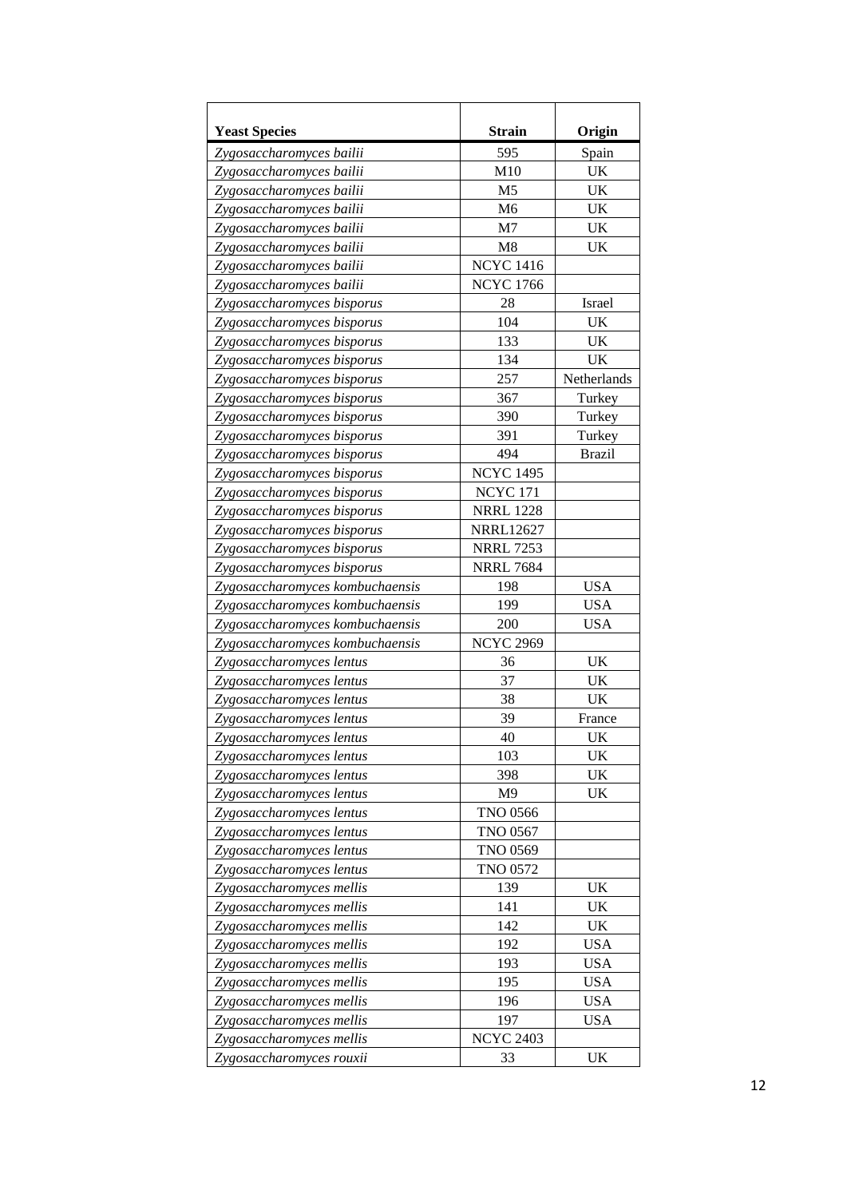| Yeast Species | Strain | Origin |
|---|---|---|
| *Zygosaccharomyces bailii* | 595 | Spain |
| *Zygosaccharomyces bailii* | M10 | UK |
| *Zygosaccharomyces bailii* | M5 | UK |
| *Zygosaccharomyces bailii* | M6 | UK |
| *Zygosaccharomyces bailii* | M7 | UK |
| *Zygosaccharomyces bailii* | M8 | UK |
| *Zygosaccharomyces bailii* | NCYC 1416 | |
| *Zygosaccharomyces bailii* | NCYC 1766 | |
| *Zygosaccharomyces bisporus* | 28 | Israel |
| *Zygosaccharomyces bisporus* | 104 | UK |
| *Zygosaccharomyces bisporus* | 133 | UK |
| *Zygosaccharomyces bisporus* | 134 | UK |
| *Zygosaccharomyces bisporus* | 257 | Netherlands |
| *Zygosaccharomyces bisporus* | 367 | Turkey |
| *Zygosaccharomyces bisporus* | 390 | Turkey |
| *Zygosaccharomyces bisporus* | 391 | Turkey |
| *Zygosaccharomyces bisporus* | 494 | Brazil |
| *Zygosaccharomyces bisporus* | NCYC 1495 | |
| *Zygosaccharomyces bisporus* | NCYC 171 | |
| *Zygosaccharomyces bisporus* | NRRL 1228 | |
| *Zygosaccharomyces bisporus* | NRRL12627 | |
| *Zygosaccharomyces bisporus* | NRRL 7253 | |
| *Zygosaccharomyces bisporus* | NRRL 7684 | |
| *Zygosaccharomyces kombuchaensis* | 198 | USA |
| *Zygosaccharomyces kombuchaensis* | 199 | USA |
| *Zygosaccharomyces kombuchaensis* | 200 | USA |
| *Zygosaccharomyces kombuchaensis* | NCYC 2969 | |
| *Zygosaccharomyces lentus* | 36 | UK |
| *Zygosaccharomyces lentus* | 37 | UK |
| *Zygosaccharomyces lentus* | 38 | UK |
| *Zygosaccharomyces lentus* | 39 | France |
| *Zygosaccharomyces lentus* | 40 | UK |
| *Zygosaccharomyces lentus* | 103 | UK |
| *Zygosaccharomyces lentus* | 398 | UK |
| *Zygosaccharomyces lentus* | M9 | UK |
| *Zygosaccharomyces lentus* | TNO 0566 | |
| *Zygosaccharomyces lentus* | TNO 0567 | |
| *Zygosaccharomyces lentus* | TNO 0569 | |
| *Zygosaccharomyces lentus* | TNO 0572 | |
| *Zygosaccharomyces mellis* | 139 | UK |
| *Zygosaccharomyces mellis* | 141 | UK |
| *Zygosaccharomyces mellis* | 142 | UK |
| *Zygosaccharomyces mellis* | 192 | USA |
| *Zygosaccharomyces mellis* | 193 | USA |
| *Zygosaccharomyces mellis* | 195 | USA |
| *Zygosaccharomyces mellis* | 196 | USA |
| *Zygosaccharomyces mellis* | 197 | USA |
| *Zygosaccharomyces mellis* | NCYC 2403 | |
| *Zygosaccharomyces rouxii* | 33 | UK |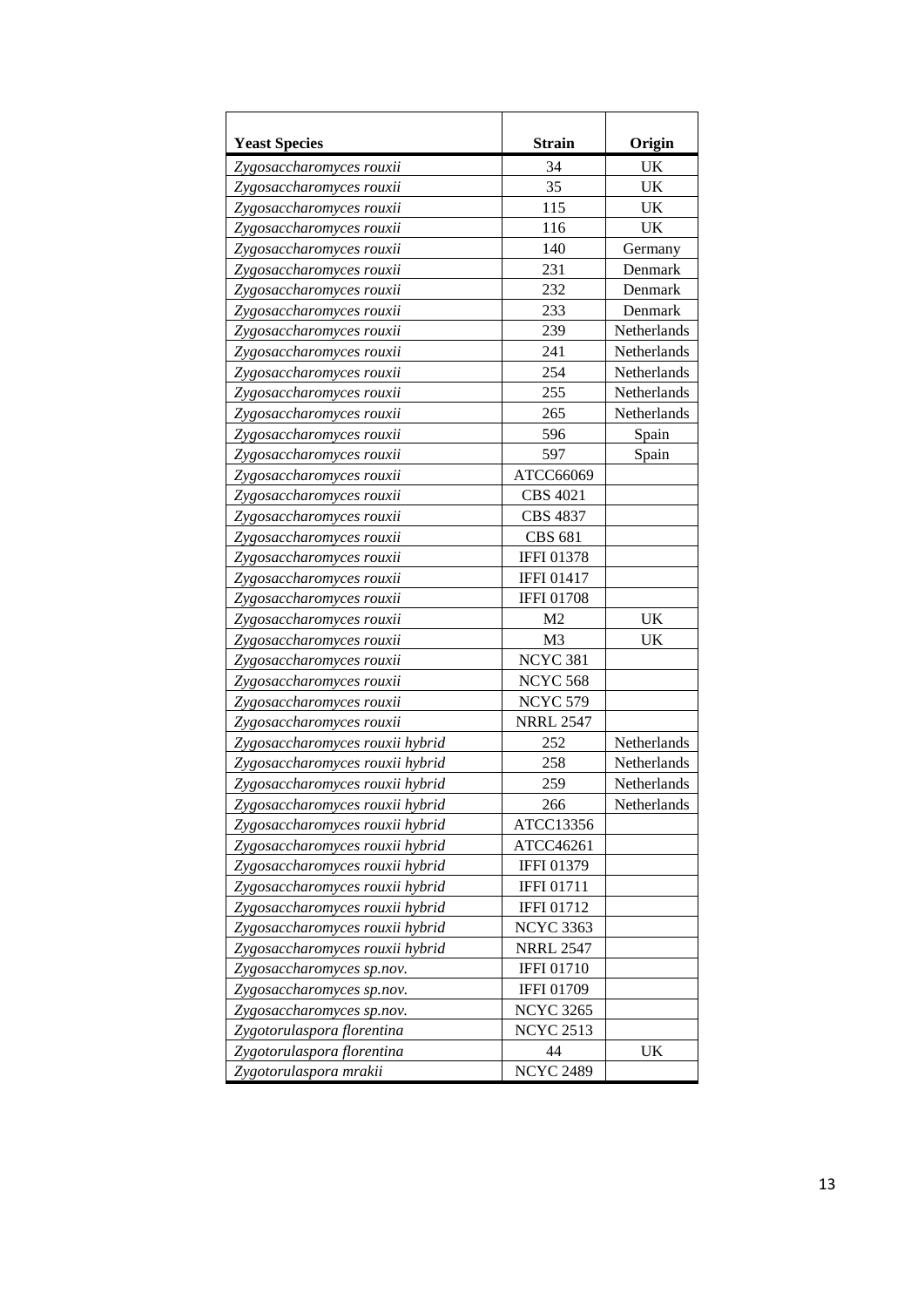| **Yeast Species** | **Strain** | **Origin** |
| --- | --- | --- |
| *Zygosaccharomyces rouxii* | 34 | UK |
| *Zygosaccharomyces rouxii* | 35 | UK |
| *Zygosaccharomyces rouxii* | 115 | UK |
| *Zygosaccharomyces rouxii* | 116 | UK |
| *Zygosaccharomyces rouxii* | 140 | Germany |
| *Zygosaccharomyces rouxii* | 231 | Denmark |
| *Zygosaccharomyces rouxii* | 232 | Denmark |
| *Zygosaccharomyces rouxii* | 233 | Denmark |
| *Zygosaccharomyces rouxii* | 239 | Netherlands |
| *Zygosaccharomyces rouxii* | 241 | Netherlands |
| *Zygosaccharomyces rouxii* | 254 | Netherlands |
| *Zygosaccharomyces rouxii* | 255 | Netherlands |
| *Zygosaccharomyces rouxii* | 265 | Netherlands |
| *Zygosaccharomyces rouxii* | 596 | Spain |
| *Zygosaccharomyces rouxii* | 597 | Spain |
| *Zygosaccharomyces rouxii* | ATCC66069 | |
| *Zygosaccharomyces rouxii* | CBS 4021 | |
| *Zygosaccharomyces rouxii* | CBS 4837 | |
| *Zygosaccharomyces rouxii* | CBS 681 | |
| *Zygosaccharomyces rouxii* | IFFI 01378 | |
| *Zygosaccharomyces rouxii* | IFFI 01417 | |
| *Zygosaccharomyces rouxii* | IFFI 01708 | |
| *Zygosaccharomyces rouxii* | M2 | UK |
| *Zygosaccharomyces rouxii* | M3 | UK |
| *Zygosaccharomyces rouxii* | NCYC 381 | |
| *Zygosaccharomyces rouxii* | NCYC 568 | |
| *Zygosaccharomyces rouxii* | NCYC 579 | |
| *Zygosaccharomyces rouxii* | NRRL 2547 | |
| *Zygosaccharomyces rouxii hybrid* | 252 | Netherlands |
| *Zygosaccharomyces rouxii hybrid* | 258 | Netherlands |
| *Zygosaccharomyces rouxii hybrid* | 259 | Netherlands |
| *Zygosaccharomyces rouxii hybrid* | 266 | Netherlands |
| *Zygosaccharomyces rouxii hybrid* | ATCC13356 | |
| *Zygosaccharomyces rouxii hybrid* | ATCC46261 | |
| *Zygosaccharomyces rouxii hybrid* | IFFI 01379 | |
| *Zygosaccharomyces rouxii hybrid* | IFFI 01711 | |
| *Zygosaccharomyces rouxii hybrid* | IFFI 01712 | |
| *Zygosaccharomyces rouxii hybrid* | NCYC 3363 | |
| *Zygosaccharomyces rouxii hybrid* | NRRL 2547 | |
| *Zygosaccharomyces sp.nov.* | IFFI 01710 | |
| *Zygosaccharomyces sp.nov.* | IFFI 01709 | |
| *Zygosaccharomyces sp.nov.* | NCYC 3265 | |
| *Zygotorulaspora florentina* | NCYC 2513 | |
| *Zygotorulaspora florentina* | 44 | UK |
| *Zygotorulaspora mrakii* | NCYC 2489 | |